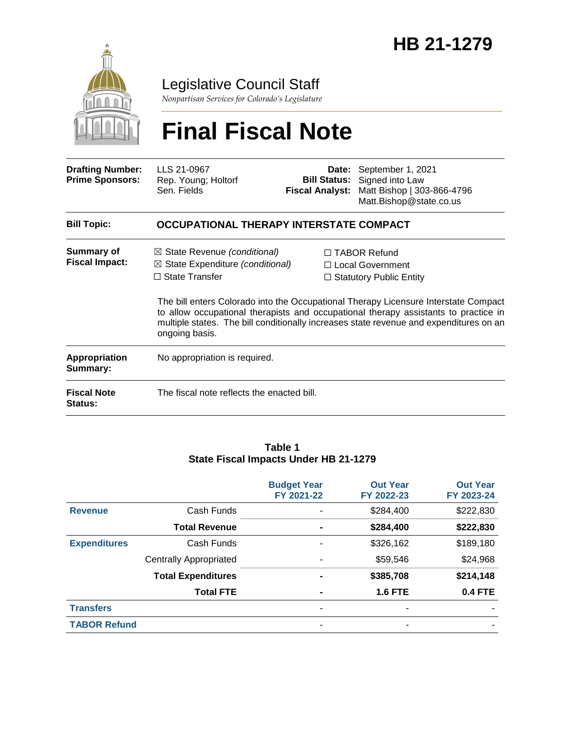# HB 21-1279

Legislative Council Staff

*Nonpartisan Services for Colorado's Legislature*

# Final Fiscal Note

| | | | |
|---|---|---|---|
| **Drafting Number:** | LLS 21-0967 | **Date:** | September 1, 2021 |
| **Prime Sponsors:** | Rep. Young; Holtorf<br>Sen. Fields | **Bill Status:** | Signed into Law |
| | | **Fiscal Analyst:** | Matt Bishop \| 303-866-4796<br>Matt.Bishop@state.co.us |

**Bill Topic:** **OCCUPATIONAL THERAPY INTERSTATE COMPACT**

**Summary of Fiscal Impact:**

☒ State Revenue *(conditional)*
☒ State Expenditure *(conditional)*
☐ State Transfer
☐ TABOR Refund
☐ Local Government
☐ Statutory Public Entity

The bill enters Colorado into the Occupational Therapy Licensure Interstate Compact to allow occupational therapists and occupational therapy assistants to practice in multiple states. The bill conditionally increases state revenue and expenditures on an ongoing basis.

**Appropriation Summary:** No appropriation is required.

**Fiscal Note Status:** The fiscal note reflects the enacted bill.

**Table 1**
**State Fiscal Impacts Under HB 21-1279**

| | | Budget Year FY 2021-22 | Out Year FY 2022-23 | Out Year FY 2023-24 |
|---|---|---|---|---|
| **Revenue** | Cash Funds | - | $284,400 | $222,830 |
| | **Total Revenue** | **-** | **$284,400** | **$222,830** |
| **Expenditures** | Cash Funds | - | $326,162 | $189,180 |
| | Centrally Appropriated | - | $59,546 | $24,968 |
| | **Total Expenditures** | **-** | **$385,708** | **$214,148** |
| | **Total FTE** | **-** | **1.6 FTE** | **0.4 FTE** |
| **Transfers** | | - | - | - |
| **TABOR Refund** | | - | - | - |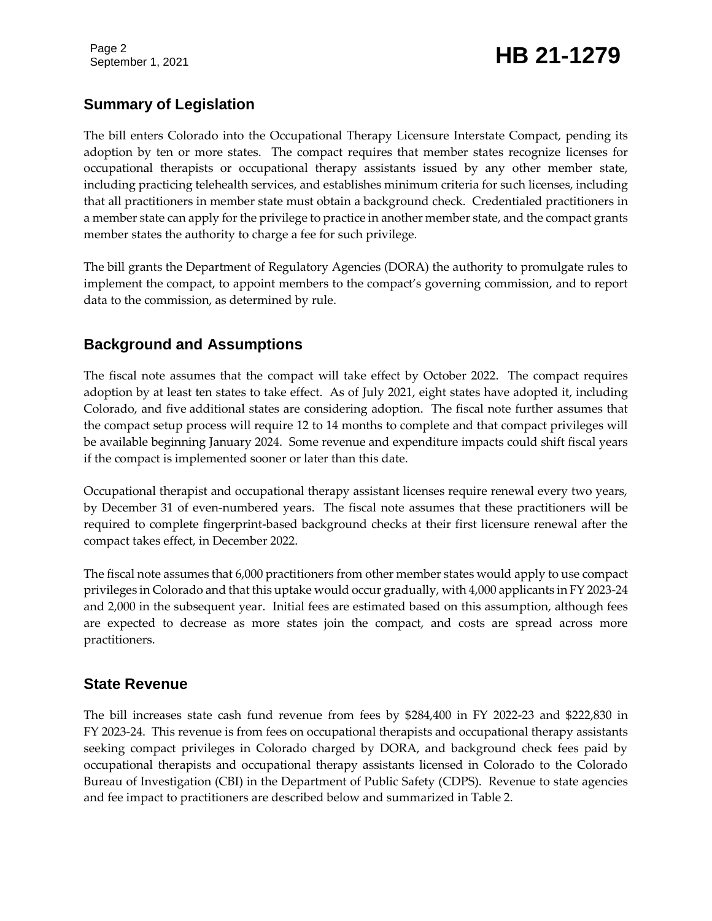## Summary of Legislation

The bill enters Colorado into the Occupational Therapy Licensure Interstate Compact, pending its adoption by ten or more states. The compact requires that member states recognize licenses for occupational therapists or occupational therapy assistants issued by any other member state, including practicing telehealth services, and establishes minimum criteria for such licenses, including that all practitioners in member state must obtain a background check. Credentialed practitioners in a member state can apply for the privilege to practice in another member state, and the compact grants member states the authority to charge a fee for such privilege.

The bill grants the Department of Regulatory Agencies (DORA) the authority to promulgate rules to implement the compact, to appoint members to the compact's governing commission, and to report data to the commission, as determined by rule.

## Background and Assumptions

The fiscal note assumes that the compact will take effect by October 2022. The compact requires adoption by at least ten states to take effect. As of July 2021, eight states have adopted it, including Colorado, and five additional states are considering adoption. The fiscal note further assumes that the compact setup process will require 12 to 14 months to complete and that compact privileges will be available beginning January 2024. Some revenue and expenditure impacts could shift fiscal years if the compact is implemented sooner or later than this date.

Occupational therapist and occupational therapy assistant licenses require renewal every two years, by December 31 of even-numbered years. The fiscal note assumes that these practitioners will be required to complete fingerprint-based background checks at their first licensure renewal after the compact takes effect, in December 2022.

The fiscal note assumes that 6,000 practitioners from other member states would apply to use compact privileges in Colorado and that this uptake would occur gradually, with 4,000 applicants in FY 2023-24 and 2,000 in the subsequent year. Initial fees are estimated based on this assumption, although fees are expected to decrease as more states join the compact, and costs are spread across more practitioners.

## State Revenue

The bill increases state cash fund revenue from fees by $284,400 in FY 2022-23 and $222,830 in FY 2023-24. This revenue is from fees on occupational therapists and occupational therapy assistants seeking compact privileges in Colorado charged by DORA, and background check fees paid by occupational therapists and occupational therapy assistants licensed in Colorado to the Colorado Bureau of Investigation (CBI) in the Department of Public Safety (CDPS). Revenue to state agencies and fee impact to practitioners are described below and summarized in Table 2.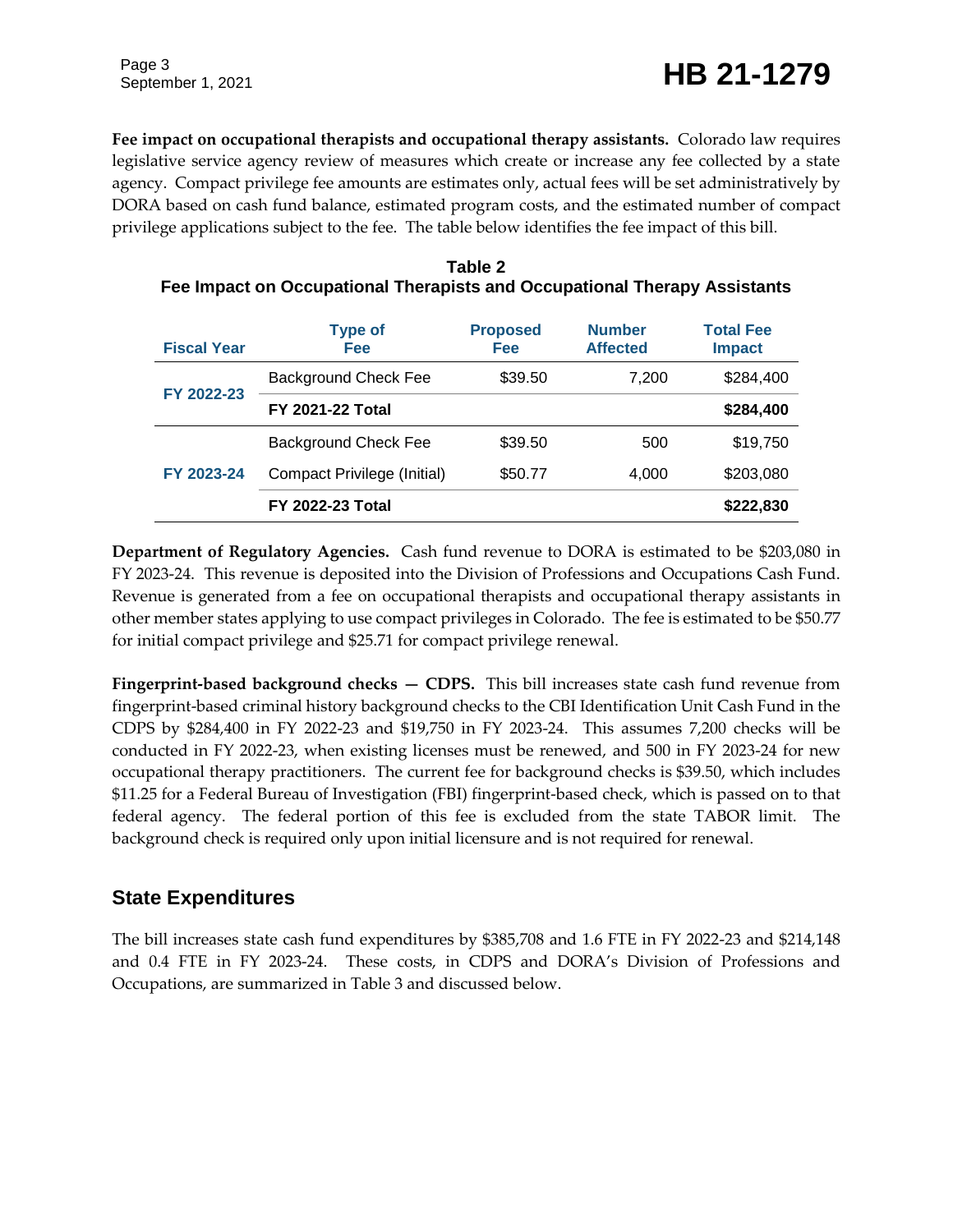**Fee impact on occupational therapists and occupational therapy assistants.** Colorado law requires legislative service agency review of measures which create or increase any fee collected by a state agency. Compact privilege fee amounts are estimates only, actual fees will be set administratively by DORA based on cash fund balance, estimated program costs, and the estimated number of compact privilege applications subject to the fee. The table below identifies the fee impact of this bill.

**Table 2**
**Fee Impact on Occupational Therapists and Occupational Therapy Assistants**

| Fiscal Year | Type of Fee | Proposed Fee | Number Affected | Total Fee Impact |
|---|---|---|---|---|
| FY 2022-23 | Background Check Fee | $39.50 | 7,200 | $284,400 |
| | **FY 2021-22 Total** | | | **$284,400** |
| FY 2023-24 | Background Check Fee | $39.50 | 500 | $19,750 |
| | Compact Privilege (Initial) | $50.77 | 4,000 | $203,080 |
| | **FY 2022-23 Total** | | | **$222,830** |

**Department of Regulatory Agencies.** Cash fund revenue to DORA is estimated to be $203,080 in FY 2023-24. This revenue is deposited into the Division of Professions and Occupations Cash Fund. Revenue is generated from a fee on occupational therapists and occupational therapy assistants in other member states applying to use compact privileges in Colorado. The fee is estimated to be $50.77 for initial compact privilege and $25.71 for compact privilege renewal.

**Fingerprint-based background checks — CDPS.** This bill increases state cash fund revenue from fingerprint-based criminal history background checks to the CBI Identification Unit Cash Fund in the CDPS by $284,400 in FY 2022-23 and $19,750 in FY 2023-24. This assumes 7,200 checks will be conducted in FY 2022-23, when existing licenses must be renewed, and 500 in FY 2023-24 for new occupational therapy practitioners. The current fee for background checks is $39.50, which includes $11.25 for a Federal Bureau of Investigation (FBI) fingerprint-based check, which is passed on to that federal agency. The federal portion of this fee is excluded from the state TABOR limit. The background check is required only upon initial licensure and is not required for renewal.

## State Expenditures

The bill increases state cash fund expenditures by $385,708 and 1.6 FTE in FY 2022-23 and $214,148 and 0.4 FTE in FY 2023-24. These costs, in CDPS and DORA's Division of Professions and Occupations, are summarized in Table 3 and discussed below.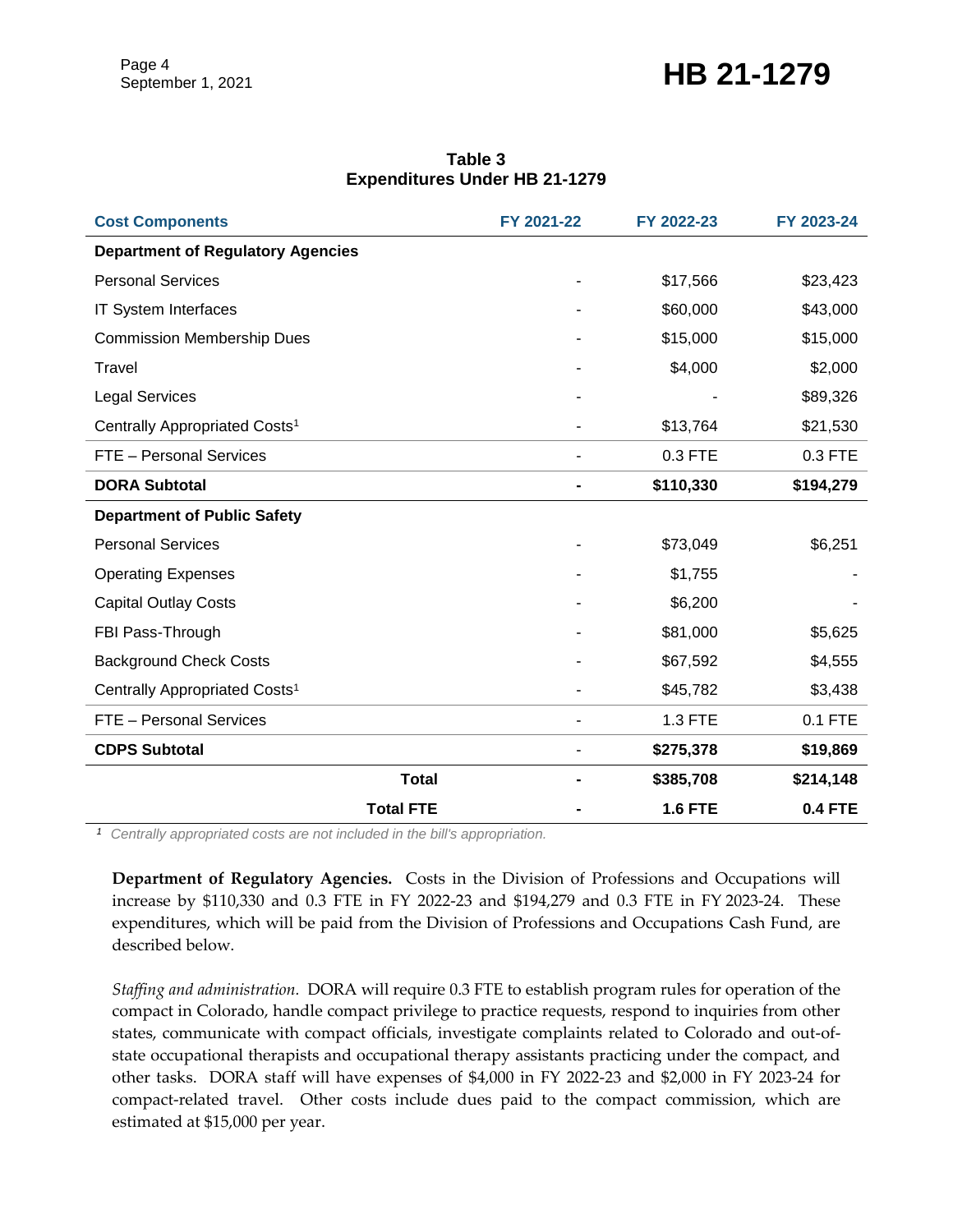**Table 3**
**Expenditures Under HB 21-1279**

| Cost Components | FY 2021-22 | FY 2022-23 | FY 2023-24 |
|---|---|---|---|
| **Department of Regulatory Agencies** | | | |
| Personal Services | - | $17,566 | $23,423 |
| IT System Interfaces | - | $60,000 | $43,000 |
| Commission Membership Dues | - | $15,000 | $15,000 |
| Travel | - | $4,000 | $2,000 |
| Legal Services | - | - | $89,326 |
| Centrally Appropriated Costs[1] | - | $13,764 | $21,530 |
| FTE – Personal Services | - | 0.3 FTE | 0.3 FTE |
| **DORA Subtotal** | **-** | **$110,330** | **$194,279** |
| **Department of Public Safety** | | | |
| Personal Services | - | $73,049 | $6,251 |
| Operating Expenses | - | $1,755 | - |
| Capital Outlay Costs | - | $6,200 | - |
| FBI Pass-Through | - | $81,000 | $5,625 |
| Background Check Costs | - | $67,592 | $4,555 |
| Centrally Appropriated Costs[1] | - | $45,782 | $3,438 |
| FTE – Personal Services | - | 1.3 FTE | 0.1 FTE |
| **CDPS Subtotal** | - | **$275,378** | **$19,869** |
| **Total** | **-** | **$385,708** | **$214,148** |
| **Total FTE** | **-** | **1.6 FTE** | **0.4 FTE** |

[1] *Centrally appropriated costs are not included in the bill's appropriation.*

**Department of Regulatory Agencies.** Costs in the Division of Professions and Occupations will increase by $110,330 and 0.3 FTE in FY 2022-23 and $194,279 and 0.3 FTE in FY 2023-24. These expenditures, which will be paid from the Division of Professions and Occupations Cash Fund, are described below.

*Staffing and administration.* DORA will require 0.3 FTE to establish program rules for operation of the compact in Colorado, handle compact privilege to practice requests, respond to inquiries from other states, communicate with compact officials, investigate complaints related to Colorado and out-of-state occupational therapists and occupational therapy assistants practicing under the compact, and other tasks. DORA staff will have expenses of $4,000 in FY 2022-23 and $2,000 in FY 2023-24 for compact-related travel. Other costs include dues paid to the compact commission, which are estimated at $15,000 per year.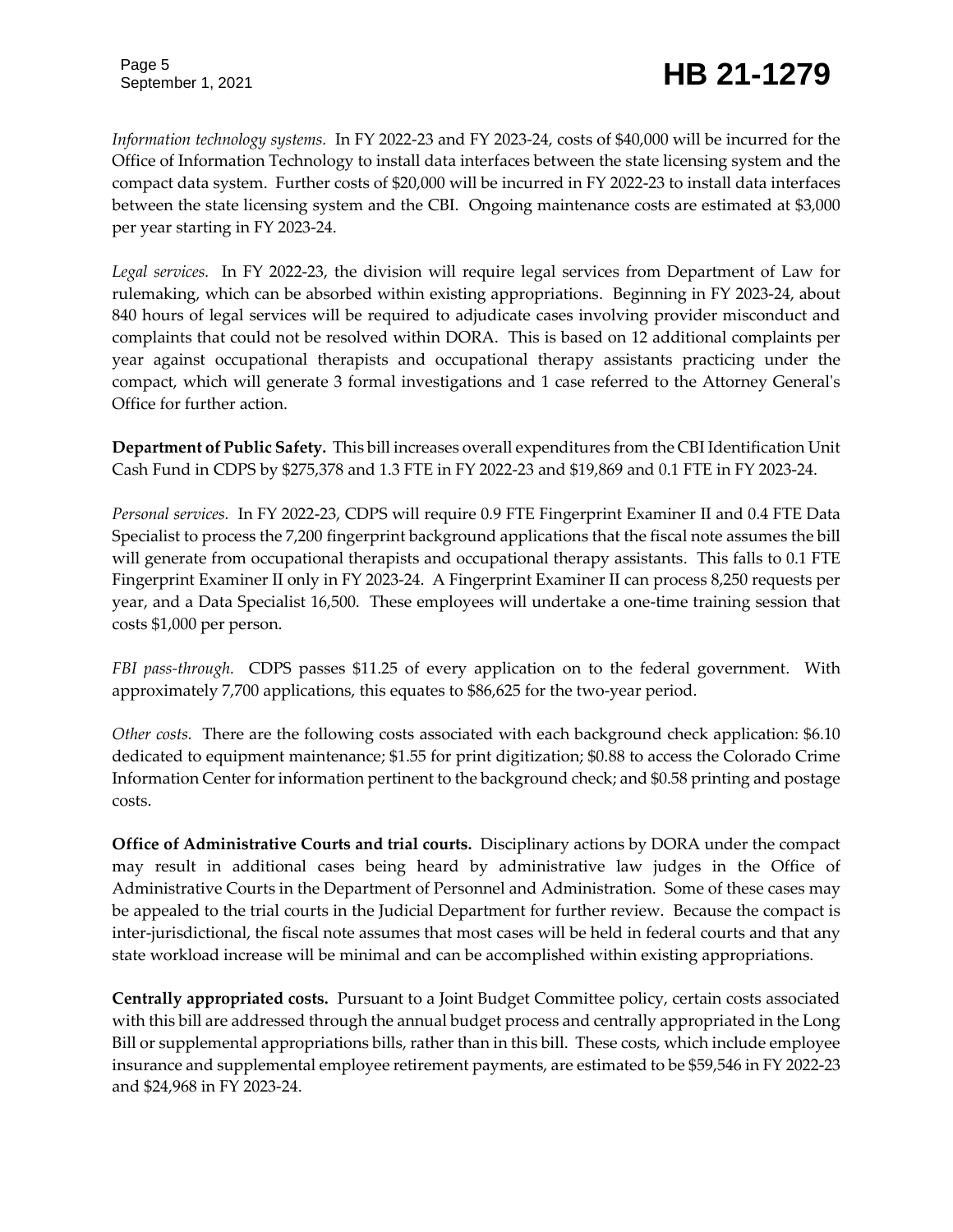*Information technology systems.* In FY 2022-23 and FY 2023-24, costs of $40,000 will be incurred for the Office of Information Technology to install data interfaces between the state licensing system and the compact data system. Further costs of $20,000 will be incurred in FY 2022-23 to install data interfaces between the state licensing system and the CBI. Ongoing maintenance costs are estimated at $3,000 per year starting in FY 2023-24.

*Legal services.* In FY 2022-23, the division will require legal services from Department of Law for rulemaking, which can be absorbed within existing appropriations. Beginning in FY 2023-24, about 840 hours of legal services will be required to adjudicate cases involving provider misconduct and complaints that could not be resolved within DORA. This is based on 12 additional complaints per year against occupational therapists and occupational therapy assistants practicing under the compact, which will generate 3 formal investigations and 1 case referred to the Attorney General's Office for further action.

**Department of Public Safety.** This bill increases overall expenditures from the CBI Identification Unit Cash Fund in CDPS by $275,378 and 1.3 FTE in FY 2022-23 and $19,869 and 0.1 FTE in FY 2023-24.

*Personal services.* In FY 2022-23, CDPS will require 0.9 FTE Fingerprint Examiner II and 0.4 FTE Data Specialist to process the 7,200 fingerprint background applications that the fiscal note assumes the bill will generate from occupational therapists and occupational therapy assistants. This falls to 0.1 FTE Fingerprint Examiner II only in FY 2023-24. A Fingerprint Examiner II can process 8,250 requests per year, and a Data Specialist 16,500. These employees will undertake a one-time training session that costs $1,000 per person.

*FBI pass-through.* CDPS passes $11.25 of every application on to the federal government. With approximately 7,700 applications, this equates to $86,625 for the two-year period.

*Other costs.* There are the following costs associated with each background check application: $6.10 dedicated to equipment maintenance; $1.55 for print digitization; $0.88 to access the Colorado Crime Information Center for information pertinent to the background check; and $0.58 printing and postage costs.

**Office of Administrative Courts and trial courts.** Disciplinary actions by DORA under the compact may result in additional cases being heard by administrative law judges in the Office of Administrative Courts in the Department of Personnel and Administration. Some of these cases may be appealed to the trial courts in the Judicial Department for further review. Because the compact is inter-jurisdictional, the fiscal note assumes that most cases will be held in federal courts and that any state workload increase will be minimal and can be accomplished within existing appropriations.

**Centrally appropriated costs.** Pursuant to a Joint Budget Committee policy, certain costs associated with this bill are addressed through the annual budget process and centrally appropriated in the Long Bill or supplemental appropriations bills, rather than in this bill. These costs, which include employee insurance and supplemental employee retirement payments, are estimated to be $59,546 in FY 2022-23 and $24,968 in FY 2023-24.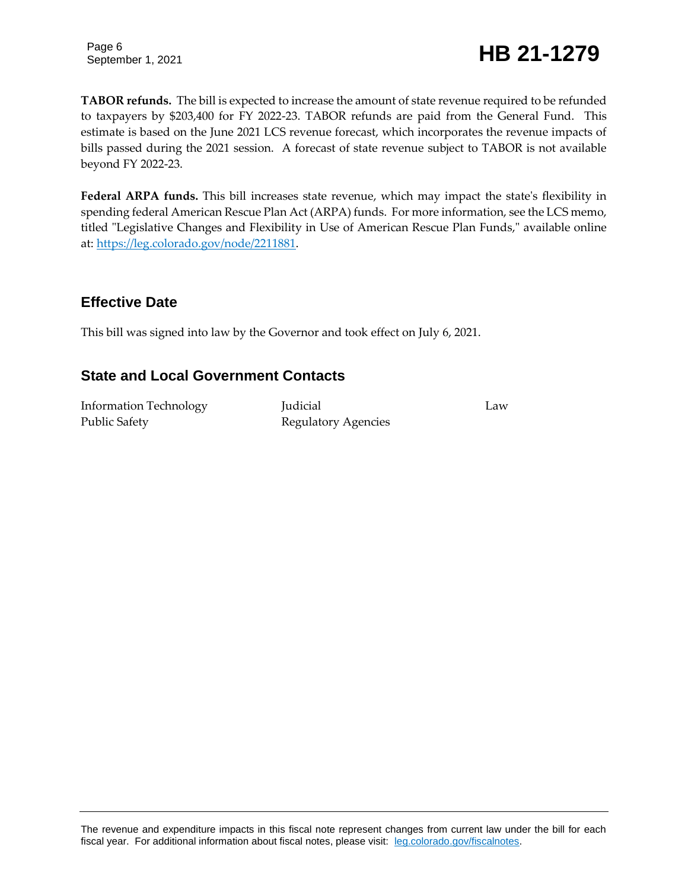**TABOR refunds.** The bill is expected to increase the amount of state revenue required to be refunded to taxpayers by $203,400 for FY 2022-23. TABOR refunds are paid from the General Fund. This estimate is based on the June 2021 LCS revenue forecast, which incorporates the revenue impacts of bills passed during the 2021 session. A forecast of state revenue subject to TABOR is not available beyond FY 2022-23.

**Federal ARPA funds.** This bill increases state revenue, which may impact the state's flexibility in spending federal American Rescue Plan Act (ARPA) funds. For more information, see the LCS memo, titled "Legislative Changes and Flexibility in Use of American Rescue Plan Funds," available online at: https://leg.colorado.gov/node/2211881.

## Effective Date

This bill was signed into law by the Governor and took effect on July 6, 2021.

## State and Local Government Contacts

| | | |
|---|---|---|
| Information Technology | Judicial | Law |
| Public Safety | Regulatory Agencies | |

The revenue and expenditure impacts in this fiscal note represent changes from current law under the bill for each fiscal year. For additional information about fiscal notes, please visit: leg.colorado.gov/fiscalnotes.